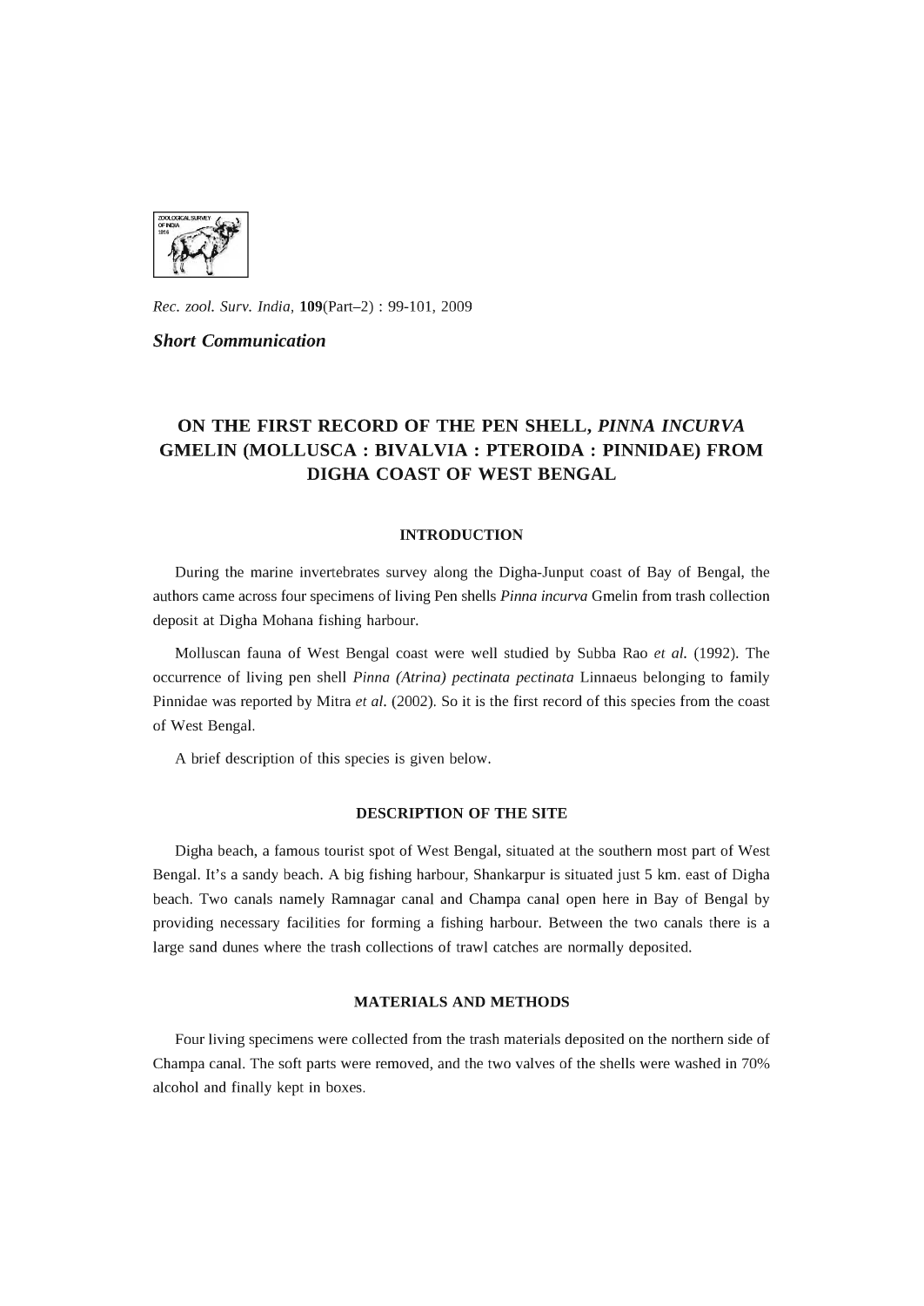*Rec. zool. Surv. India,* **109**(Part–2) : 99-101, 2009

***Short Communication***

# ON THE FIRST RECORD OF THE PEN SHELL, *PINNA INCURVA* GMELIN (MOLLUSCA : BIVALVIA : PTEROIDA : PINNIDAE) FROM DIGHA COAST OF WEST BENGAL

## INTRODUCTION

During the marine invertebrates survey along the Digha-Junput coast of Bay of Bengal, the authors came across four specimens of living Pen shells *Pinna incurva* Gmelin from trash collection deposit at Digha Mohana fishing harbour.

Molluscan fauna of West Bengal coast were well studied by Subba Rao *et al.* (1992). The occurrence of living pen shell *Pinna (Atrina) pectinata pectinata* Linnaeus belonging to family Pinnidae was reported by Mitra *et al.* (2002). So it is the first record of this species from the coast of West Bengal.

A brief description of this species is given below.

## DESCRIPTION OF THE SITE

Digha beach, a famous tourist spot of West Bengal, situated at the southern most part of West Bengal. It's a sandy beach. A big fishing harbour, Shankarpur is situated just 5 km. east of Digha beach. Two canals namely Ramnagar canal and Champa canal open here in Bay of Bengal by providing necessary facilities for forming a fishing harbour. Between the two canals there is a large sand dunes where the trash collections of trawl catches are normally deposited.

## MATERIALS AND METHODS

Four living specimens were collected from the trash materials deposited on the northern side of Champa canal. The soft parts were removed, and the two valves of the shells were washed in 70% alcohol and finally kept in boxes.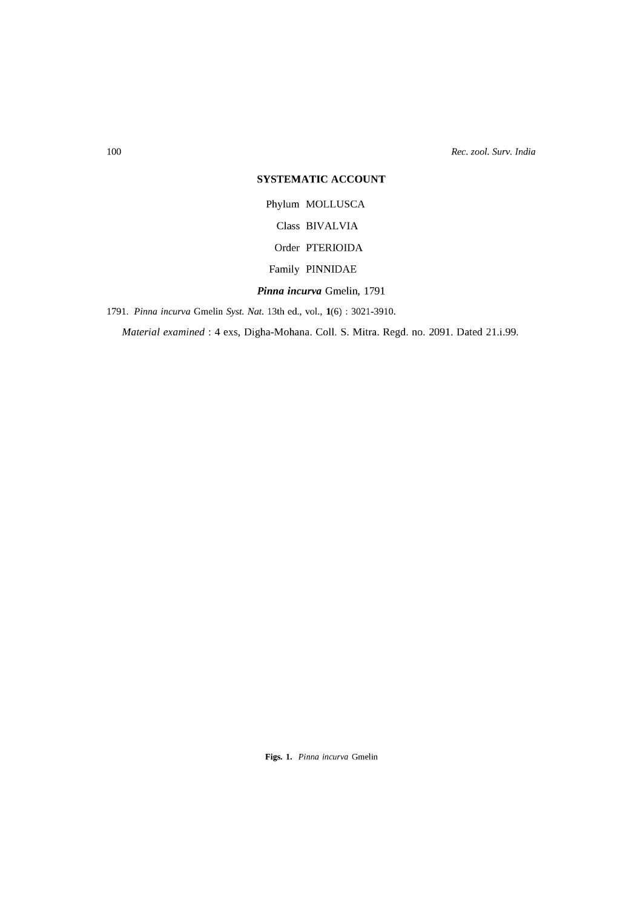## SYSTEMATIC ACCOUNT

Phylum MOLLUSCA

Class BIVALVIA

Order PTERIOIDA

Family PINNIDAE

***Pinna incurva*** Gmelin, 1791

1791. *Pinna incurva* Gmelin *Syst. Nat.* 13th ed., vol., **1**(6) : 3021-3910.

*Material examined* : 4 exs, Digha-Mohana. Coll. S. Mitra. Regd. no. 2091. Dated 21.i.99.

**Figs. 1.** *Pinna incurva* Gmelin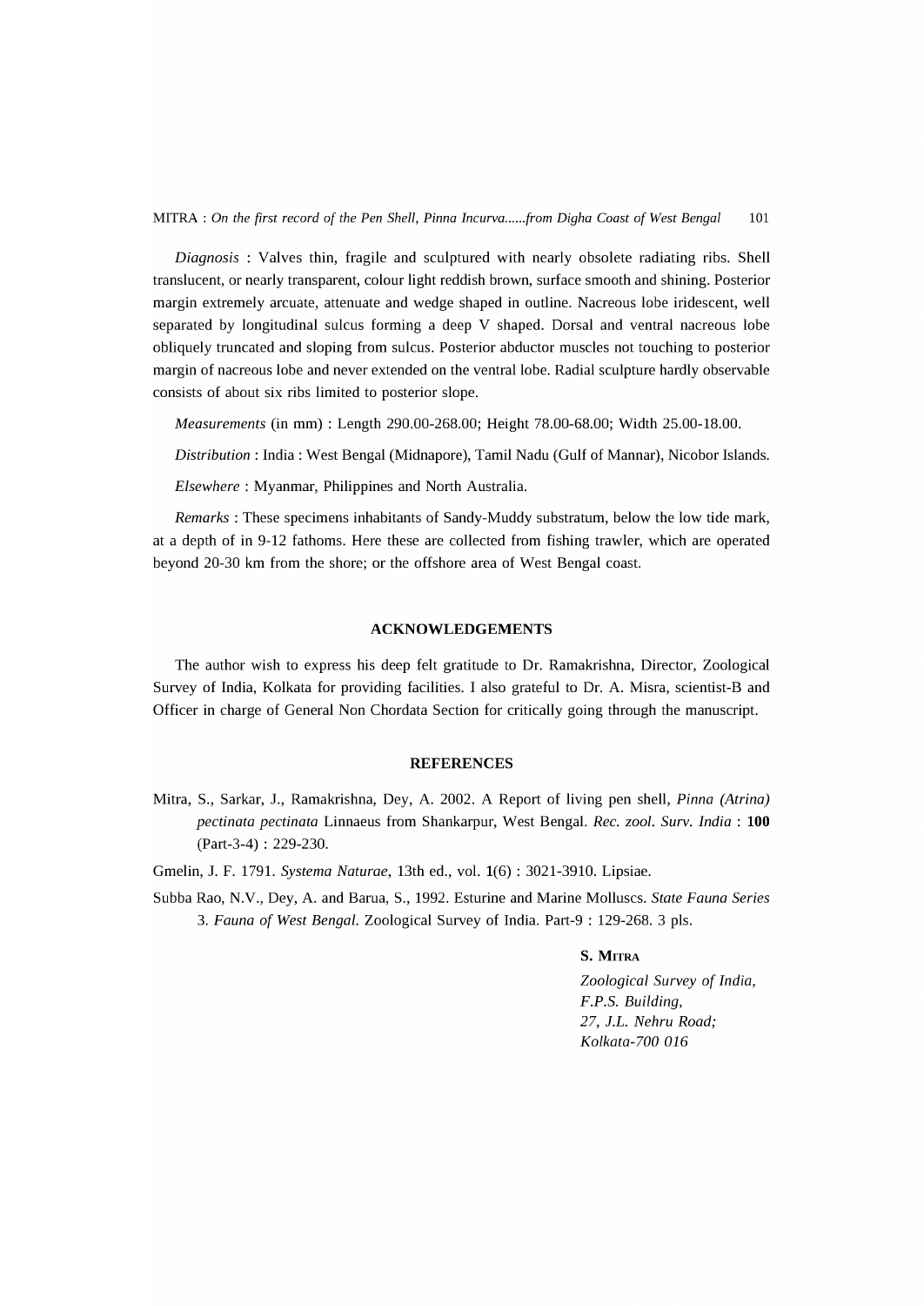*Diagnosis* : Valves thin, fragile and sculptured with nearly obsolete radiating ribs. Shell translucent, or nearly transparent, colour light reddish brown, surface smooth and shining. Posterior margin extremely arcuate, attenuate and wedge shaped in outline. Nacreous lobe iridescent, well separated by longitudinal sulcus forming a deep V shaped. Dorsal and ventral nacreous lobe obliquely truncated and sloping from sulcus. Posterior abductor muscles not touching to posterior margin of nacreous lobe and never extended on the ventral lobe. Radial sculpture hardly observable consists of about six ribs limited to posterior slope.

*Measurements* (in mm) : Length 290.00-268.00; Height 78.00-68.00; Width 25.00-18.00.

*Distribution* : India : West Bengal (Midnapore), Tamil Nadu (Gulf of Mannar), Nicobor Islands.

*Elsewhere* : Myanmar, Philippines and North Australia.

*Remarks* : These specimens inhabitants of Sandy-Muddy substratum, below the low tide mark, at a depth of in 9-12 fathoms. Here these are collected from fishing trawler, which are operated beyond 20-30 km from the shore; or the offshore area of West Bengal coast.

## ACKNOWLEDGEMENTS

The author wish to express his deep felt gratitude to Dr. Ramakrishna, Director, Zoological Survey of India, Kolkata for providing facilities. I also grateful to Dr. A. Misra, scientist-B and Officer in charge of General Non Chordata Section for critically going through the manuscript.

## REFERENCES

Mitra, S., Sarkar, J., Ramakrishna, Dey, A. 2002. A Report of living pen shell, *Pinna (Atrina) pectinata pectinata* Linnaeus from Shankarpur, West Bengal. *Rec. zool. Surv. India* : **100** (Part-3-4) : 229-230.

Gmelin, J. F. 1791. *Systema Naturae*, 13th ed., vol. **1**(6) : 3021-3910. Lipsiae.

Subba Rao, N.V., Dey, A. and Barua, S., 1992. Esturine and Marine Molluscs. *State Fauna Series* 3. *Fauna of West Bengal*. Zoological Survey of India. Part-9 : 129-268. 3 pls.

**S. MITRA**

*Zoological Survey of India,*
*F.P.S. Building,*
*27, J.L. Nehru Road;*
*Kolkata-700 016*